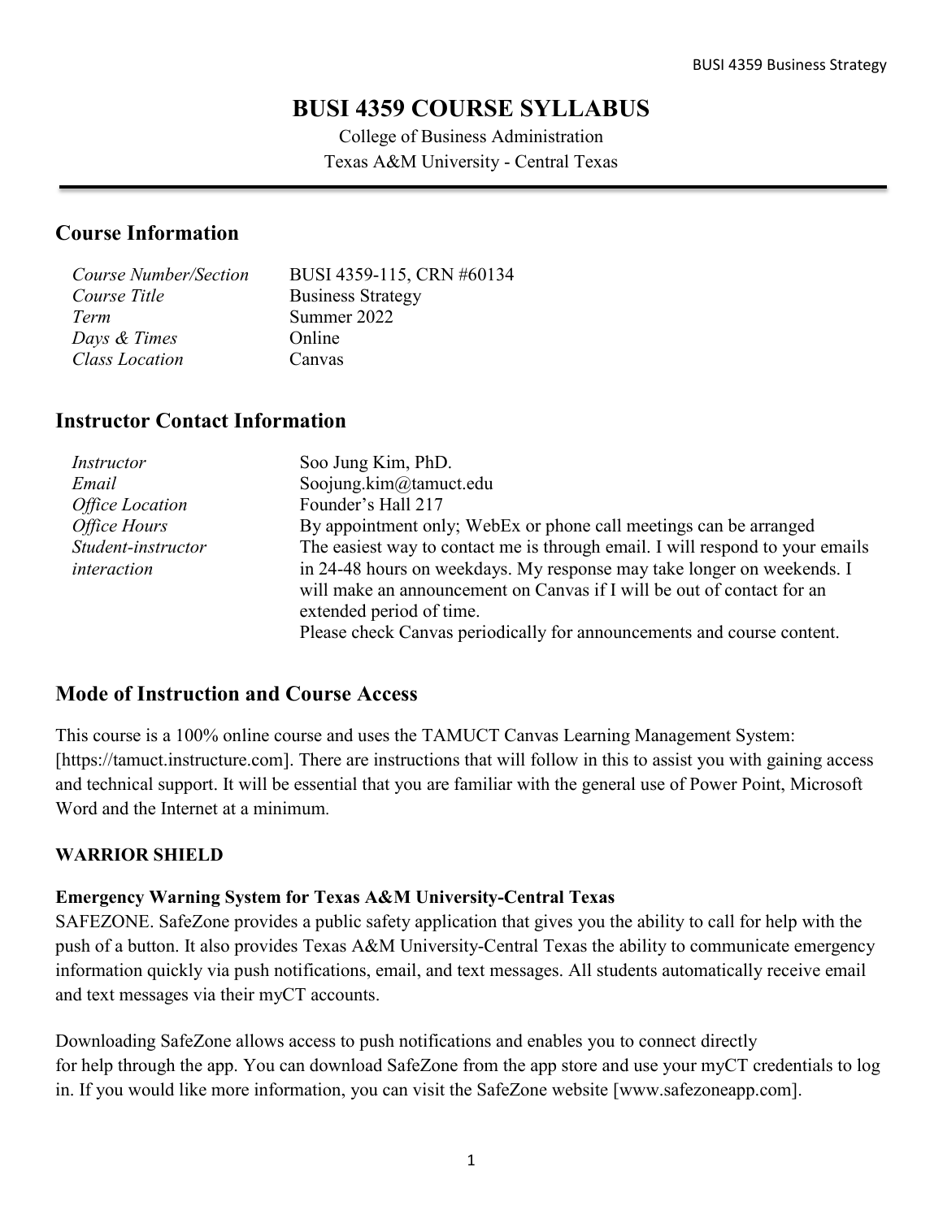# BUSI 4359 COURSE SYLLABUS

College of Business Administration
Texas A&M University - Central Texas

## Course Information

| | |
|---|---|
| *Course Number/Section* | BUSI 4359-115, CRN #60134 |
| *Course Title* | Business Strategy |
| *Term* | Summer 2022 |
| *Days & Times* | Online |
| *Class Location* | Canvas |

## Instructor Contact Information

| | |
|---|---|
| *Instructor* | Soo Jung Kim, PhD. |
| *Email* | Soojung.kim@tamuct.edu |
| *Office Location* | Founder's Hall 217 |
| *Office Hours* | By appointment only; WebEx or phone call meetings can be arranged |
| *Student-instructor interaction* | The easiest way to contact me is through email. I will respond to your emails in 24-48 hours on weekdays. My response may take longer on weekends. I will make an announcement on Canvas if I will be out of contact for an extended period of time. Please check Canvas periodically for announcements and course content. |

## Mode of Instruction and Course Access

This course is a 100% online course and uses the TAMUCT Canvas Learning Management System: [https://tamuct.instructure.com]. There are instructions that will follow in this to assist you with gaining access and technical support. It will be essential that you are familiar with the general use of Power Point, Microsoft Word and the Internet at a minimum.

**WARRIOR SHIELD**

**Emergency Warning System for Texas A&M University-Central Texas**

SAFEZONE. SafeZone provides a public safety application that gives you the ability to call for help with the push of a button. It also provides Texas A&M University-Central Texas the ability to communicate emergency information quickly via push notifications, email, and text messages. All students automatically receive email and text messages via their myCT accounts.

Downloading SafeZone allows access to push notifications and enables you to connect directly for help through the app. You can download SafeZone from the app store and use your myCT credentials to log in. If you would like more information, you can visit the SafeZone website [www.safezoneapp.com].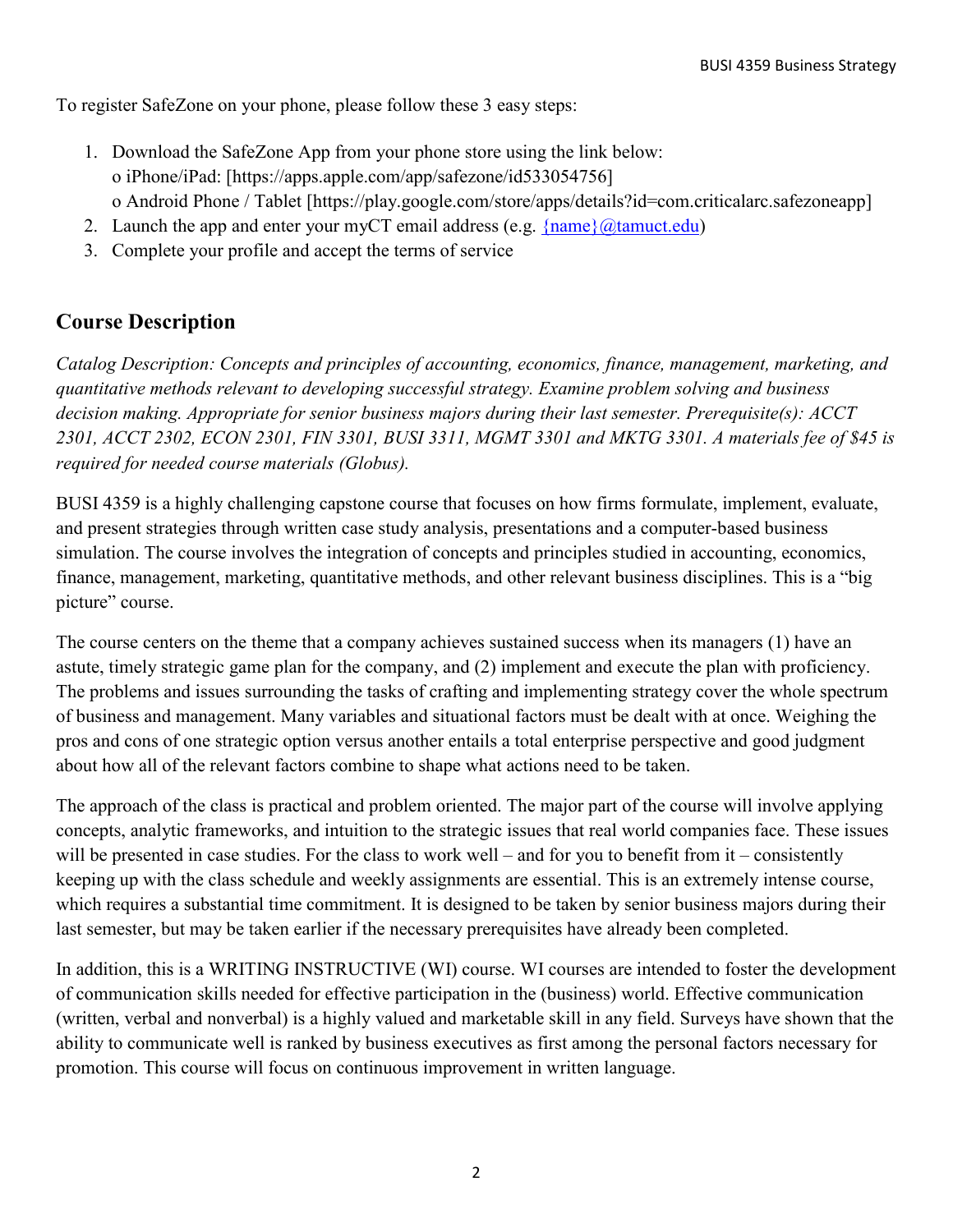To register SafeZone on your phone, please follow these 3 easy steps:

1. Download the SafeZone App from your phone store using the link below:
   o iPhone/iPad: [https://apps.apple.com/app/safezone/id533054756]
   o Android Phone / Tablet [https://play.google.com/store/apps/details?id=com.criticalarc.safezoneapp]
2. Launch the app and enter your myCT email address (e.g. {name}@tamuct.edu)
3. Complete your profile and accept the terms of service

## Course Description

*Catalog Description: Concepts and principles of accounting, economics, finance, management, marketing, and quantitative methods relevant to developing successful strategy. Examine problem solving and business decision making. Appropriate for senior business majors during their last semester. Prerequisite(s): ACCT 2301, ACCT 2302, ECON 2301, FIN 3301, BUSI 3311, MGMT 3301 and MKTG 3301. A materials fee of $45 is required for needed course materials (Globus).*

BUSI 4359 is a highly challenging capstone course that focuses on how firms formulate, implement, evaluate, and present strategies through written case study analysis, presentations and a computer-based business simulation. The course involves the integration of concepts and principles studied in accounting, economics, finance, management, marketing, quantitative methods, and other relevant business disciplines. This is a "big picture" course.

The course centers on the theme that a company achieves sustained success when its managers (1) have an astute, timely strategic game plan for the company, and (2) implement and execute the plan with proficiency. The problems and issues surrounding the tasks of crafting and implementing strategy cover the whole spectrum of business and management. Many variables and situational factors must be dealt with at once. Weighing the pros and cons of one strategic option versus another entails a total enterprise perspective and good judgment about how all of the relevant factors combine to shape what actions need to be taken.

The approach of the class is practical and problem oriented. The major part of the course will involve applying concepts, analytic frameworks, and intuition to the strategic issues that real world companies face. These issues will be presented in case studies. For the class to work well – and for you to benefit from it – consistently keeping up with the class schedule and weekly assignments are essential. This is an extremely intense course, which requires a substantial time commitment. It is designed to be taken by senior business majors during their last semester, but may be taken earlier if the necessary prerequisites have already been completed.

In addition, this is a WRITING INSTRUCTIVE (WI) course. WI courses are intended to foster the development of communication skills needed for effective participation in the (business) world. Effective communication (written, verbal and nonverbal) is a highly valued and marketable skill in any field. Surveys have shown that the ability to communicate well is ranked by business executives as first among the personal factors necessary for promotion. This course will focus on continuous improvement in written language.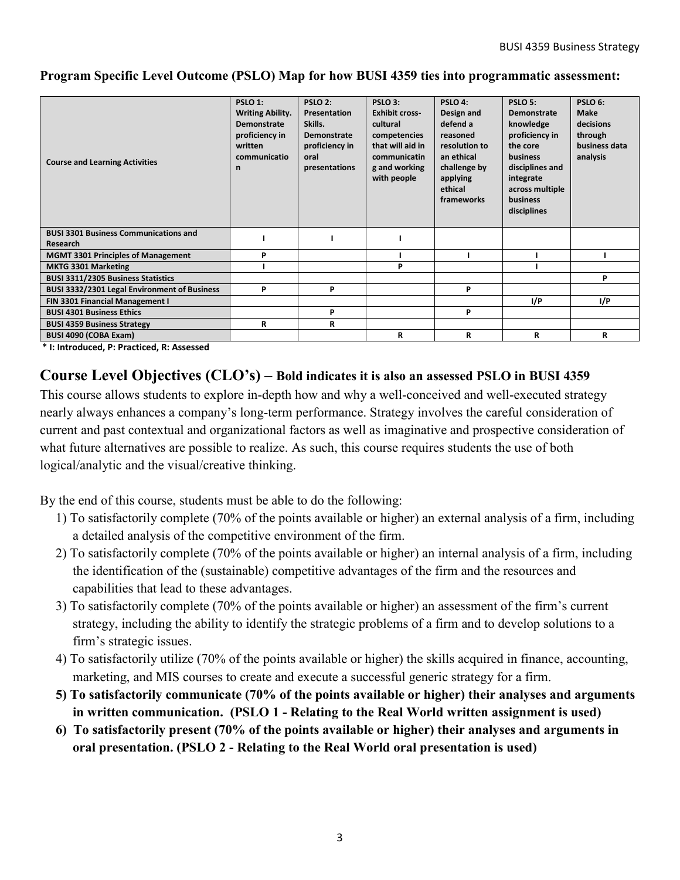**Program Specific Level Outcome (PSLO) Map for how BUSI 4359 ties into programmatic assessment:**

| Course and Learning Activities | PSLO 1: Writing Ability. Demonstrate proficiency in written communication | PSLO 2: Presentation Skills. Demonstrate proficiency in oral presentations | PSLO 3: Exhibit cross-cultural competencies that will aid in communicating and working with people | PSLO 4: Design and defend a reasoned resolution to an ethical challenge by applying ethical frameworks | PSLO 5: Demonstrate knowledge proficiency in the core business disciplines and integrate across multiple business disciplines | PSLO 6: Make decisions through business data analysis |
|---|---|---|---|---|---|---|
| **BUSI 3301 Business Communications and Research** | I | I | I | | | |
| **MGMT 3301 Principles of Management** | P | | I | I | I | I |
| **MKTG 3301 Marketing** | I | | P | | I | |
| **BUSI 3311/2305 Business Statistics** | | | | | | P |
| **BUSI 3332/2301 Legal Environment of Business** | P | P | | P | | |
| **FIN 3301 Financial Management I** | | | | | I/P | I/P |
| **BUSI 4301 Business Ethics** | | P | | P | | |
| **BUSI 4359 Business Strategy** | R | R | | | | |
| **BUSI 4090 (COBA Exam)** | | | R | R | R | R |

**\* I: Introduced, P: Practiced, R: Assessed**

## Course Level Objectives (CLO's) – Bold indicates it is also an assessed PSLO in BUSI 4359

This course allows students to explore in-depth how and why a well-conceived and well-executed strategy nearly always enhances a company's long-term performance. Strategy involves the careful consideration of current and past contextual and organizational factors as well as imaginative and prospective consideration of what future alternatives are possible to realize. As such, this course requires students the use of both logical/analytic and the visual/creative thinking.

By the end of this course, students must be able to do the following:

1) To satisfactorily complete (70% of the points available or higher) an external analysis of a firm, including a detailed analysis of the competitive environment of the firm.
2) To satisfactorily complete (70% of the points available or higher) an internal analysis of a firm, including the identification of the (sustainable) competitive advantages of the firm and the resources and capabilities that lead to these advantages.
3) To satisfactorily complete (70% of the points available or higher) an assessment of the firm's current strategy, including the ability to identify the strategic problems of a firm and to develop solutions to a firm's strategic issues.
4) To satisfactorily utilize (70% of the points available or higher) the skills acquired in finance, accounting, marketing, and MIS courses to create and execute a successful generic strategy for a firm.
5) **To satisfactorily communicate (70% of the points available or higher) their analyses and arguments in written communication. (PSLO 1 - Relating to the Real World written assignment is used)**
6) **To satisfactorily present (70% of the points available or higher) their analyses and arguments in oral presentation. (PSLO 2 - Relating to the Real World oral presentation is used)**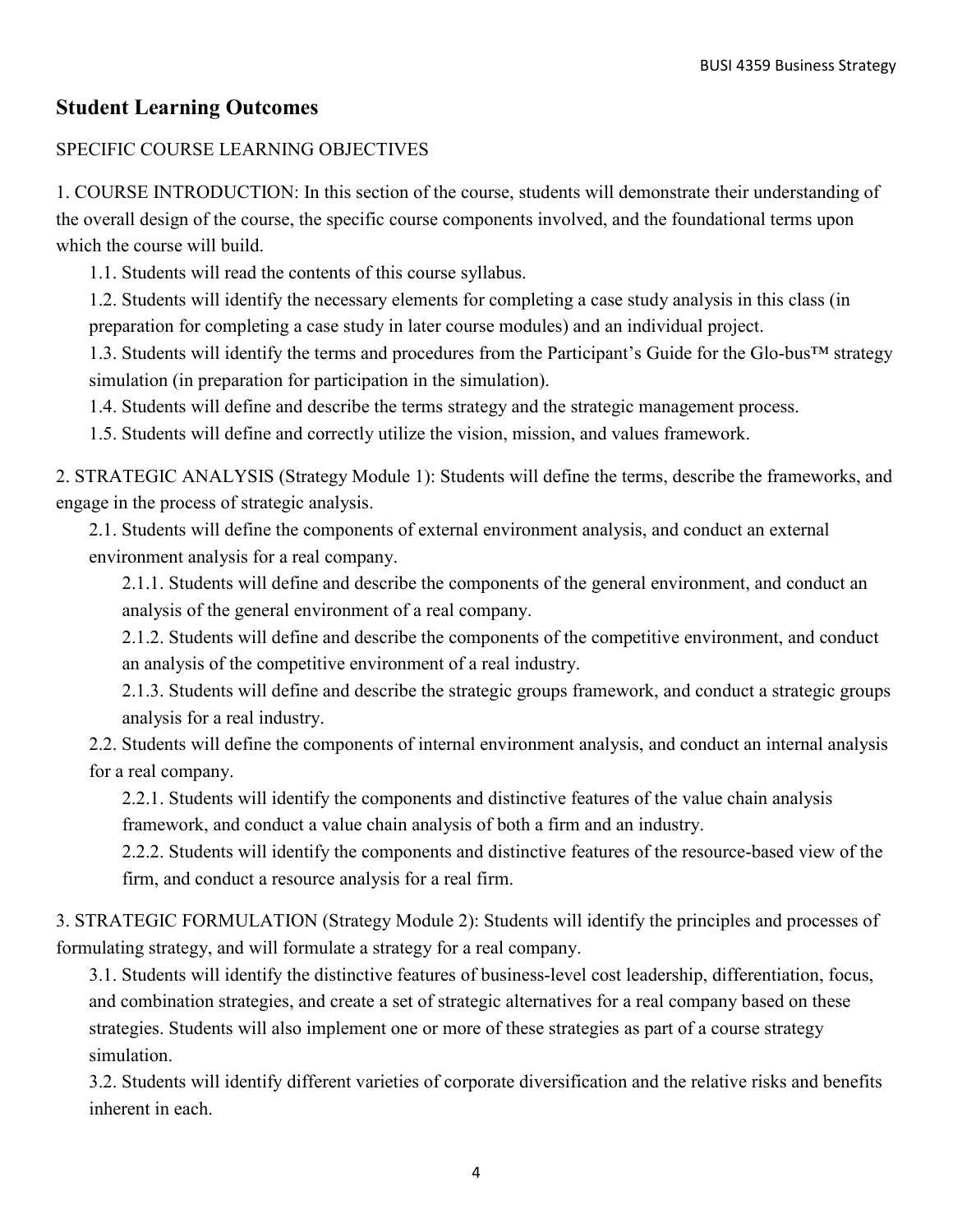## Student Learning Outcomes

SPECIFIC COURSE LEARNING OBJECTIVES

1. COURSE INTRODUCTION: In this section of the course, students will demonstrate their understanding of the overall design of the course, the specific course components involved, and the foundational terms upon which the course will build.

    1.1. Students will read the contents of this course syllabus.

    1.2. Students will identify the necessary elements for completing a case study analysis in this class (in preparation for completing a case study in later course modules) and an individual project.

    1.3. Students will identify the terms and procedures from the Participant's Guide for the Glo-bus™ strategy simulation (in preparation for participation in the simulation).

    1.4. Students will define and describe the terms strategy and the strategic management process.

    1.5. Students will define and correctly utilize the vision, mission, and values framework.

2. STRATEGIC ANALYSIS (Strategy Module 1): Students will define the terms, describe the frameworks, and engage in the process of strategic analysis.

    2.1. Students will define the components of external environment analysis, and conduct an external environment analysis for a real company.

        2.1.1. Students will define and describe the components of the general environment, and conduct an analysis of the general environment of a real company.

        2.1.2. Students will define and describe the components of the competitive environment, and conduct an analysis of the competitive environment of a real industry.

        2.1.3. Students will define and describe the strategic groups framework, and conduct a strategic groups analysis for a real industry.

    2.2. Students will define the components of internal environment analysis, and conduct an internal analysis for a real company.

        2.2.1. Students will identify the components and distinctive features of the value chain analysis framework, and conduct a value chain analysis of both a firm and an industry.

        2.2.2. Students will identify the components and distinctive features of the resource-based view of the firm, and conduct a resource analysis for a real firm.

3. STRATEGIC FORMULATION (Strategy Module 2): Students will identify the principles and processes of formulating strategy, and will formulate a strategy for a real company.

    3.1. Students will identify the distinctive features of business-level cost leadership, differentiation, focus, and combination strategies, and create a set of strategic alternatives for a real company based on these strategies. Students will also implement one or more of these strategies as part of a course strategy simulation.

    3.2. Students will identify different varieties of corporate diversification and the relative risks and benefits inherent in each.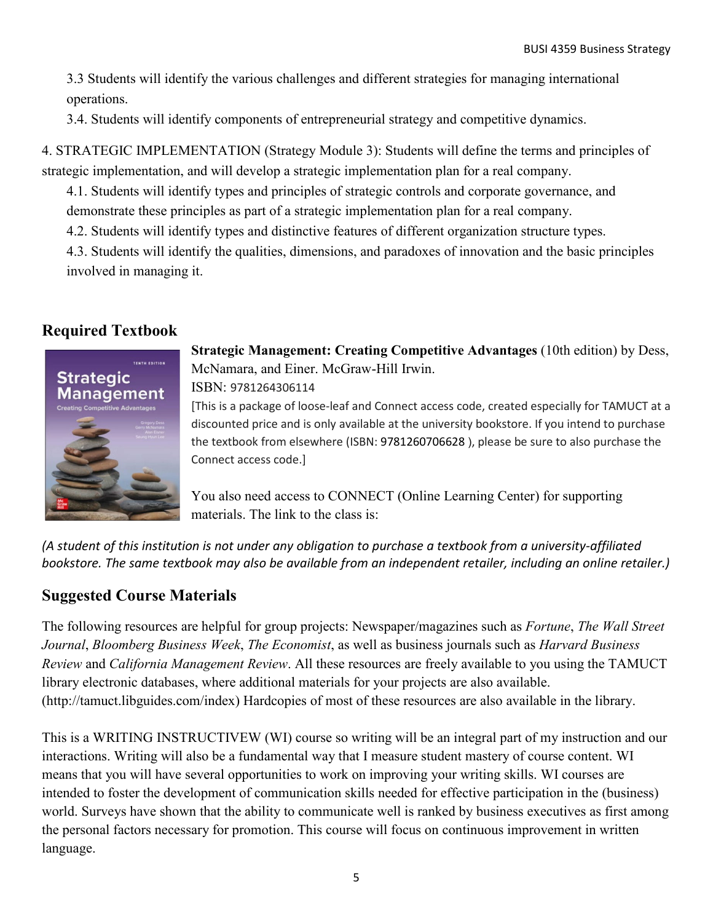3.3 Students will identify the various challenges and different strategies for managing international operations.

3.4. Students will identify components of entrepreneurial strategy and competitive dynamics.

4. STRATEGIC IMPLEMENTATION (Strategy Module 3): Students will define the terms and principles of strategic implementation, and will develop a strategic implementation plan for a real company.

4.1. Students will identify types and principles of strategic controls and corporate governance, and demonstrate these principles as part of a strategic implementation plan for a real company.

4.2. Students will identify types and distinctive features of different organization structure types.

4.3. Students will identify the qualities, dimensions, and paradoxes of innovation and the basic principles involved in managing it.

## Required Textbook

**Strategic Management: Creating Competitive Advantages** (10th edition) by Dess, McNamara, and Einer. McGraw-Hill Irwin.

ISBN: 9781264306114

[This is a package of loose-leaf and Connect access code, created especially for TAMUCT at a discounted price and is only available at the university bookstore. If you intend to purchase the textbook from elsewhere (ISBN: 9781260706628 ), please be sure to also purchase the Connect access code.]

You also need access to CONNECT (Online Learning Center) for supporting materials. The link to the class is:

*(A student of this institution is not under any obligation to purchase a textbook from a university-affiliated bookstore. The same textbook may also be available from an independent retailer, including an online retailer.)*

## Suggested Course Materials

The following resources are helpful for group projects: Newspaper/magazines such as *Fortune*, *The Wall Street Journal*, *Bloomberg Business Week*, *The Economist*, as well as business journals such as *Harvard Business Review* and *California Management Review*. All these resources are freely available to you using the TAMUCT library electronic databases, where additional materials for your projects are also available. (http://tamuct.libguides.com/index) Hardcopies of most of these resources are also available in the library.

This is a WRITING INSTRUCTIVEW (WI) course so writing will be an integral part of my instruction and our interactions. Writing will also be a fundamental way that I measure student mastery of course content. WI means that you will have several opportunities to work on improving your writing skills. WI courses are intended to foster the development of communication skills needed for effective participation in the (business) world. Surveys have shown that the ability to communicate well is ranked by business executives as first among the personal factors necessary for promotion. This course will focus on continuous improvement in written language.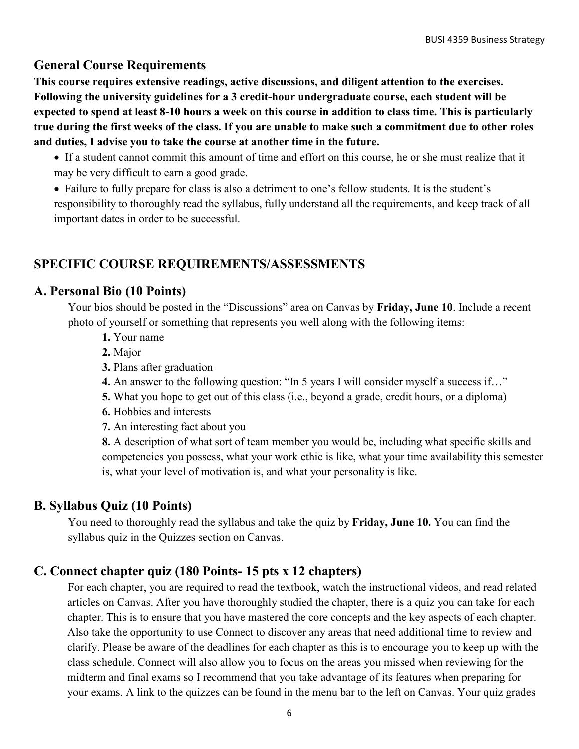## General Course Requirements

**This course requires extensive readings, active discussions, and diligent attention to the exercises. Following the university guidelines for a 3 credit-hour undergraduate course, each student will be expected to spend at least 8-10 hours a week on this course in addition to class time. This is particularly true during the first weeks of the class. If you are unable to make such a commitment due to other roles and duties, I advise you to take the course at another time in the future.**

- If a student cannot commit this amount of time and effort on this course, he or she must realize that it may be very difficult to earn a good grade.
- Failure to fully prepare for class is also a detriment to one's fellow students. It is the student's responsibility to thoroughly read the syllabus, fully understand all the requirements, and keep track of all important dates in order to be successful.

## SPECIFIC COURSE REQUIREMENTS/ASSESSMENTS

### A. Personal Bio (10 Points)

Your bios should be posted in the "Discussions" area on Canvas by **Friday, June 10**. Include a recent photo of yourself or something that represents you well along with the following items:

**1.** Your name
**2.** Major
**3.** Plans after graduation
**4.** An answer to the following question: "In 5 years I will consider myself a success if…"
**5.** What you hope to get out of this class (i.e., beyond a grade, credit hours, or a diploma)
**6.** Hobbies and interests
**7.** An interesting fact about you
**8.** A description of what sort of team member you would be, including what specific skills and competencies you possess, what your work ethic is like, what your time availability this semester is, what your level of motivation is, and what your personality is like.

### B. Syllabus Quiz (10 Points)

You need to thoroughly read the syllabus and take the quiz by **Friday, June 10.** You can find the syllabus quiz in the Quizzes section on Canvas.

### C. Connect chapter quiz (180 Points- 15 pts x 12 chapters)

For each chapter, you are required to read the textbook, watch the instructional videos, and read related articles on Canvas. After you have thoroughly studied the chapter, there is a quiz you can take for each chapter. This is to ensure that you have mastered the core concepts and the key aspects of each chapter. Also take the opportunity to use Connect to discover any areas that need additional time to review and clarify. Please be aware of the deadlines for each chapter as this is to encourage you to keep up with the class schedule. Connect will also allow you to focus on the areas you missed when reviewing for the midterm and final exams so I recommend that you take advantage of its features when preparing for your exams. A link to the quizzes can be found in the menu bar to the left on Canvas. Your quiz grades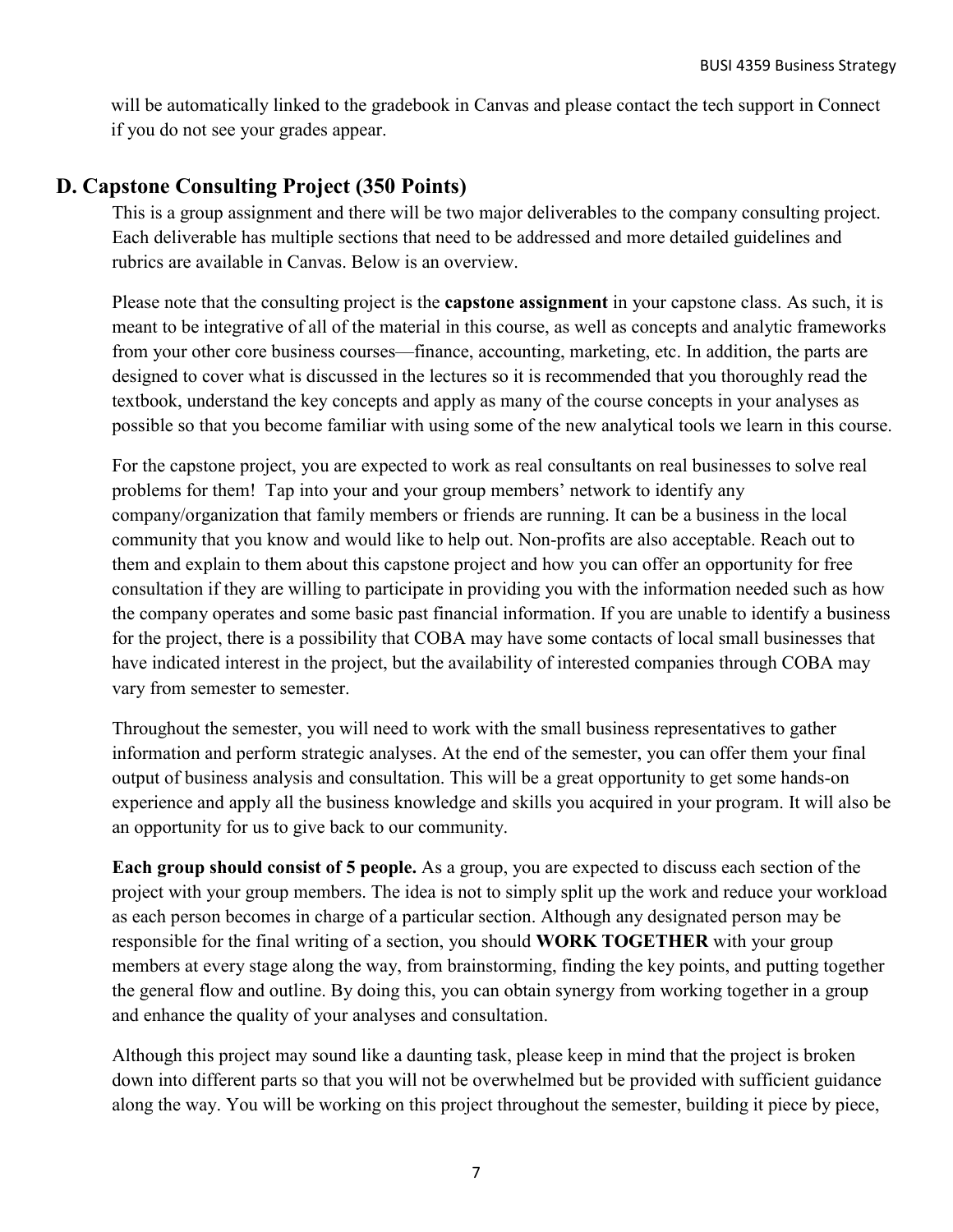will be automatically linked to the gradebook in Canvas and please contact the tech support in Connect if you do not see your grades appear.

## D. Capstone Consulting Project (350 Points)

This is a group assignment and there will be two major deliverables to the company consulting project. Each deliverable has multiple sections that need to be addressed and more detailed guidelines and rubrics are available in Canvas. Below is an overview.

Please note that the consulting project is the **capstone assignment** in your capstone class. As such, it is meant to be integrative of all of the material in this course, as well as concepts and analytic frameworks from your other core business courses—finance, accounting, marketing, etc. In addition, the parts are designed to cover what is discussed in the lectures so it is recommended that you thoroughly read the textbook, understand the key concepts and apply as many of the course concepts in your analyses as possible so that you become familiar with using some of the new analytical tools we learn in this course.

For the capstone project, you are expected to work as real consultants on real businesses to solve real problems for them! Tap into your and your group members' network to identify any company/organization that family members or friends are running. It can be a business in the local community that you know and would like to help out. Non-profits are also acceptable. Reach out to them and explain to them about this capstone project and how you can offer an opportunity for free consultation if they are willing to participate in providing you with the information needed such as how the company operates and some basic past financial information. If you are unable to identify a business for the project, there is a possibility that COBA may have some contacts of local small businesses that have indicated interest in the project, but the availability of interested companies through COBA may vary from semester to semester.

Throughout the semester, you will need to work with the small business representatives to gather information and perform strategic analyses. At the end of the semester, you can offer them your final output of business analysis and consultation. This will be a great opportunity to get some hands-on experience and apply all the business knowledge and skills you acquired in your program. It will also be an opportunity for us to give back to our community.

**Each group should consist of 5 people.** As a group, you are expected to discuss each section of the project with your group members. The idea is not to simply split up the work and reduce your workload as each person becomes in charge of a particular section. Although any designated person may be responsible for the final writing of a section, you should **WORK TOGETHER** with your group members at every stage along the way, from brainstorming, finding the key points, and putting together the general flow and outline. By doing this, you can obtain synergy from working together in a group and enhance the quality of your analyses and consultation.

Although this project may sound like a daunting task, please keep in mind that the project is broken down into different parts so that you will not be overwhelmed but be provided with sufficient guidance along the way. You will be working on this project throughout the semester, building it piece by piece,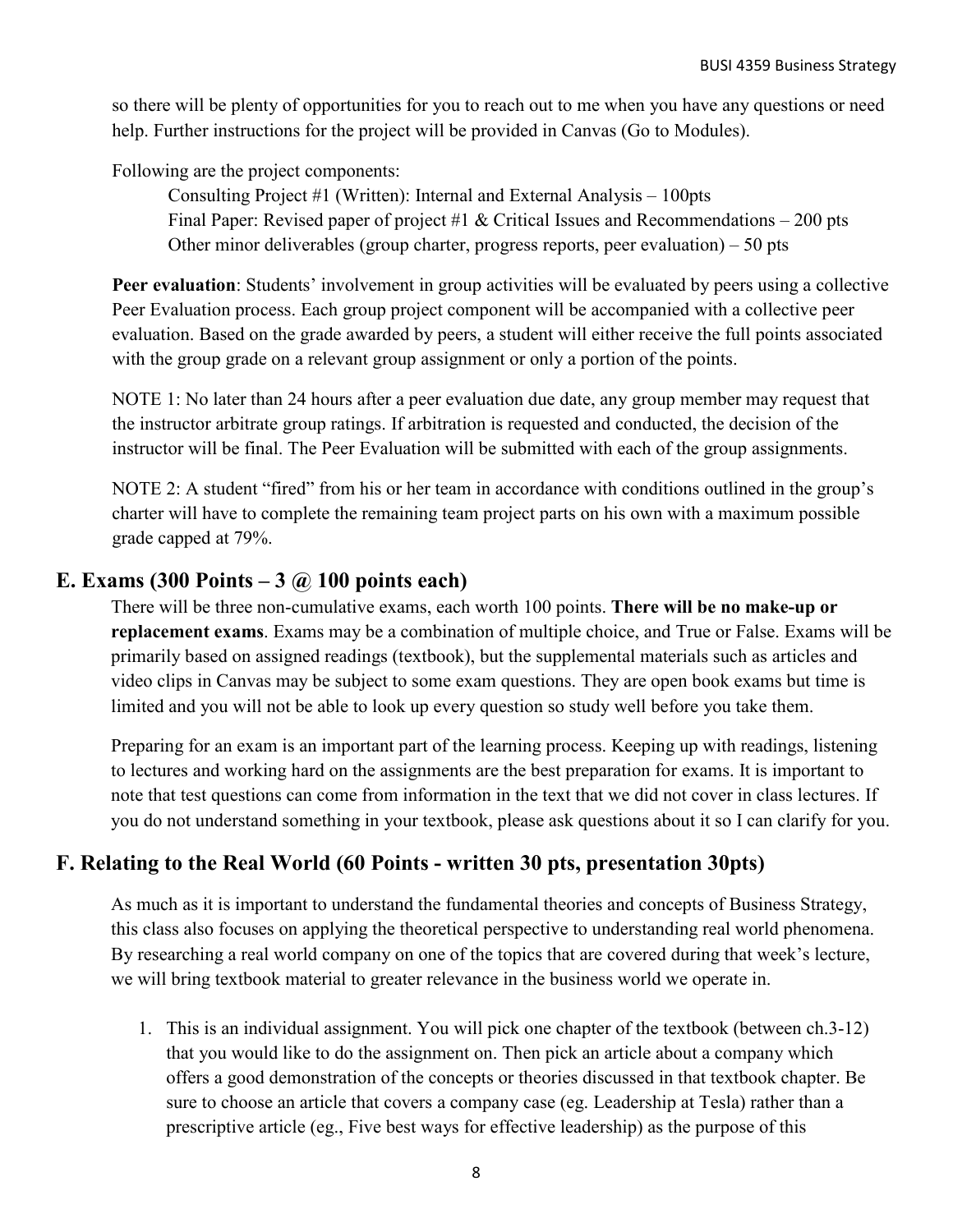so there will be plenty of opportunities for you to reach out to me when you have any questions or need help. Further instructions for the project will be provided in Canvas (Go to Modules).

Following are the project components:

Consulting Project #1 (Written): Internal and External Analysis – 100pts
Final Paper: Revised paper of project #1 & Critical Issues and Recommendations – 200 pts
Other minor deliverables (group charter, progress reports, peer evaluation) – 50 pts

**Peer evaluation**: Students' involvement in group activities will be evaluated by peers using a collective Peer Evaluation process. Each group project component will be accompanied with a collective peer evaluation. Based on the grade awarded by peers, a student will either receive the full points associated with the group grade on a relevant group assignment or only a portion of the points.

NOTE 1: No later than 24 hours after a peer evaluation due date, any group member may request that the instructor arbitrate group ratings. If arbitration is requested and conducted, the decision of the instructor will be final. The Peer Evaluation will be submitted with each of the group assignments.

NOTE 2: A student "fired" from his or her team in accordance with conditions outlined in the group's charter will have to complete the remaining team project parts on his own with a maximum possible grade capped at 79%.

## E. Exams (300 Points – 3 @ 100 points each)

There will be three non-cumulative exams, each worth 100 points. **There will be no make-up or replacement exams**. Exams may be a combination of multiple choice, and True or False. Exams will be primarily based on assigned readings (textbook), but the supplemental materials such as articles and video clips in Canvas may be subject to some exam questions. They are open book exams but time is limited and you will not be able to look up every question so study well before you take them.

Preparing for an exam is an important part of the learning process. Keeping up with readings, listening to lectures and working hard on the assignments are the best preparation for exams. It is important to note that test questions can come from information in the text that we did not cover in class lectures. If you do not understand something in your textbook, please ask questions about it so I can clarify for you.

## F. Relating to the Real World (60 Points - written 30 pts, presentation 30pts)

As much as it is important to understand the fundamental theories and concepts of Business Strategy, this class also focuses on applying the theoretical perspective to understanding real world phenomena. By researching a real world company on one of the topics that are covered during that week's lecture, we will bring textbook material to greater relevance in the business world we operate in.

1. This is an individual assignment. You will pick one chapter of the textbook (between ch.3-12) that you would like to do the assignment on. Then pick an article about a company which offers a good demonstration of the concepts or theories discussed in that textbook chapter. Be sure to choose an article that covers a company case (eg. Leadership at Tesla) rather than a prescriptive article (eg., Five best ways for effective leadership) as the purpose of this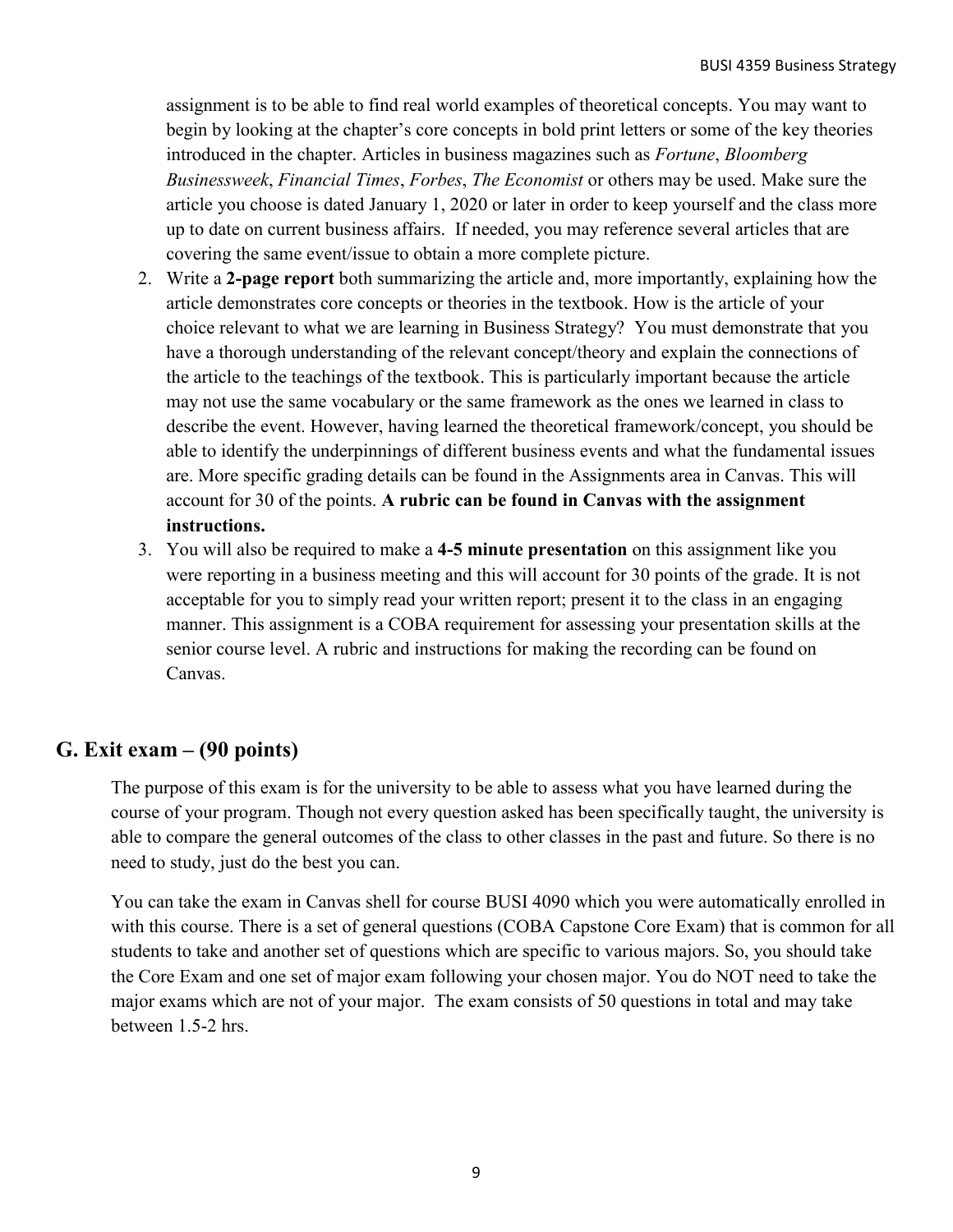assignment is to be able to find real world examples of theoretical concepts. You may want to begin by looking at the chapter's core concepts in bold print letters or some of the key theories introduced in the chapter. Articles in business magazines such as *Fortune*, *Bloomberg Businessweek*, *Financial Times*, *Forbes*, *The Economist* or others may be used. Make sure the article you choose is dated January 1, 2020 or later in order to keep yourself and the class more up to date on current business affairs. If needed, you may reference several articles that are covering the same event/issue to obtain a more complete picture.

2. Write a **2-page report** both summarizing the article and, more importantly, explaining how the article demonstrates core concepts or theories in the textbook. How is the article of your choice relevant to what we are learning in Business Strategy? You must demonstrate that you have a thorough understanding of the relevant concept/theory and explain the connections of the article to the teachings of the textbook. This is particularly important because the article may not use the same vocabulary or the same framework as the ones we learned in class to describe the event. However, having learned the theoretical framework/concept, you should be able to identify the underpinnings of different business events and what the fundamental issues are. More specific grading details can be found in the Assignments area in Canvas. This will account for 30 of the points. **A rubric can be found in Canvas with the assignment instructions.**
3. You will also be required to make a **4-5 minute presentation** on this assignment like you were reporting in a business meeting and this will account for 30 points of the grade. It is not acceptable for you to simply read your written report; present it to the class in an engaging manner. This assignment is a COBA requirement for assessing your presentation skills at the senior course level. A rubric and instructions for making the recording can be found on Canvas.

## G. Exit exam – (90 points)

The purpose of this exam is for the university to be able to assess what you have learned during the course of your program. Though not every question asked has been specifically taught, the university is able to compare the general outcomes of the class to other classes in the past and future. So there is no need to study, just do the best you can.

You can take the exam in Canvas shell for course BUSI 4090 which you were automatically enrolled in with this course. There is a set of general questions (COBA Capstone Core Exam) that is common for all students to take and another set of questions which are specific to various majors. So, you should take the Core Exam and one set of major exam following your chosen major. You do NOT need to take the major exams which are not of your major. The exam consists of 50 questions in total and may take between 1.5-2 hrs.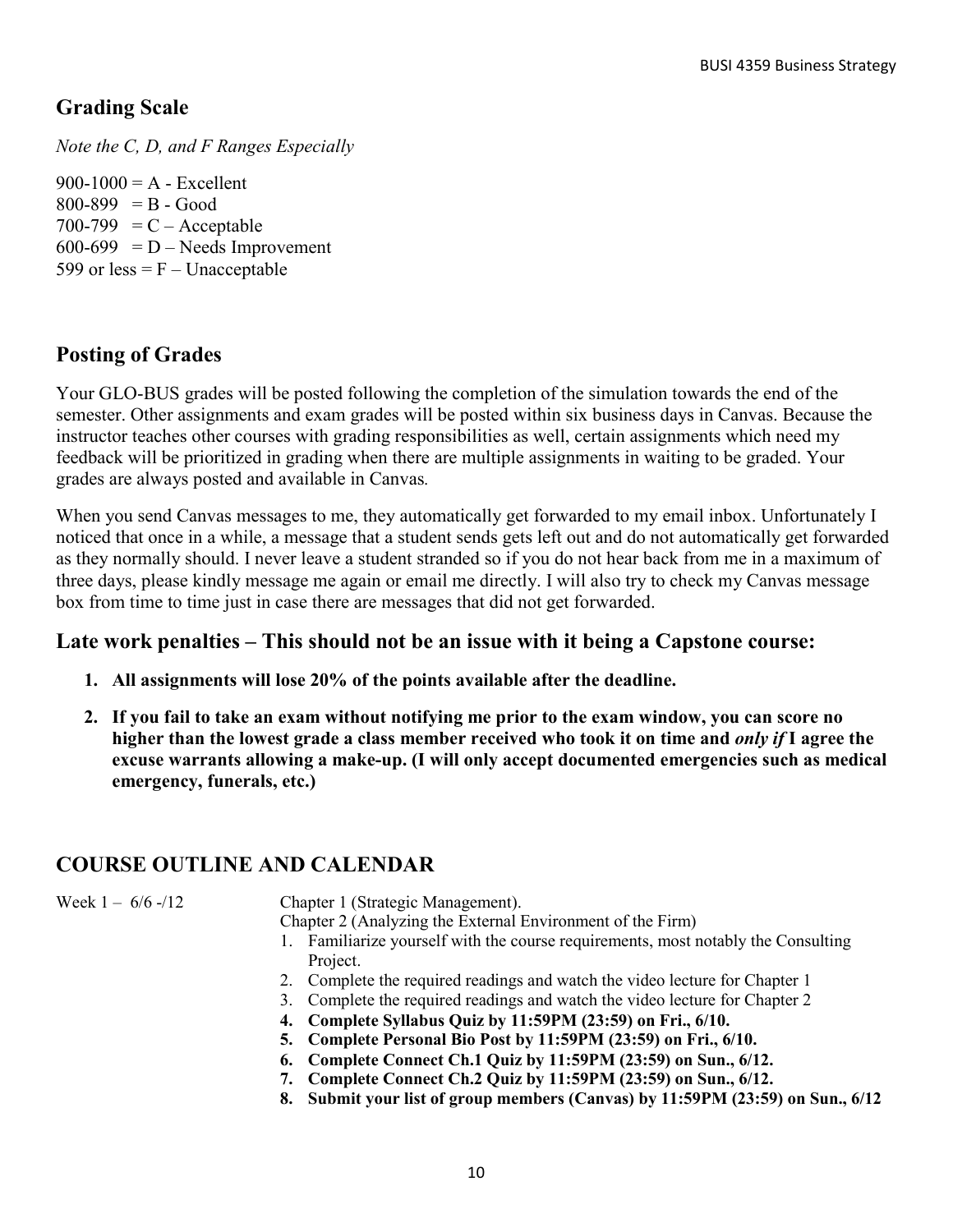## Grading Scale

*Note the C, D, and F Ranges Especially*

900-1000 = A - Excellent
800-899 = B - Good
700-799 = C – Acceptable
600-699 = D – Needs Improvement
599 or less = F – Unacceptable

## Posting of Grades

Your GLO-BUS grades will be posted following the completion of the simulation towards the end of the semester. Other assignments and exam grades will be posted within six business days in Canvas. Because the instructor teaches other courses with grading responsibilities as well, certain assignments which need my feedback will be prioritized in grading when there are multiple assignments in waiting to be graded. Your grades are always posted and available in Canvas*.*

When you send Canvas messages to me, they automatically get forwarded to my email inbox. Unfortunately I noticed that once in a while, a message that a student sends gets left out and do not automatically get forwarded as they normally should. I never leave a student stranded so if you do not hear back from me in a maximum of three days, please kindly message me again or email me directly. I will also try to check my Canvas message box from time to time just in case there are messages that did not get forwarded.

## Late work penalties – This should not be an issue with it being a Capstone course:

1. **All assignments will lose 20% of the points available after the deadline.**
2. **If you fail to take an exam without notifying me prior to the exam window, you can score no higher than the lowest grade a class member received who took it on time and *only if* I agree the excuse warrants allowing a make-up. (I will only accept documented emergencies such as medical emergency, funerals, etc.)**

## COURSE OUTLINE AND CALENDAR

Week 1 – 6/6 -/12

Chapter 1 (Strategic Management).
Chapter 2 (Analyzing the External Environment of the Firm)

1. Familiarize yourself with the course requirements, most notably the Consulting Project.
2. Complete the required readings and watch the video lecture for Chapter 1
3. Complete the required readings and watch the video lecture for Chapter 2
4. **Complete Syllabus Quiz by 11:59PM (23:59) on Fri., 6/10.**
5. **Complete Personal Bio Post by 11:59PM (23:59) on Fri., 6/10.**
6. **Complete Connect Ch.1 Quiz by 11:59PM (23:59) on Sun., 6/12.**
7. **Complete Connect Ch.2 Quiz by 11:59PM (23:59) on Sun., 6/12.**
8. **Submit your list of group members (Canvas) by 11:59PM (23:59) on Sun., 6/12**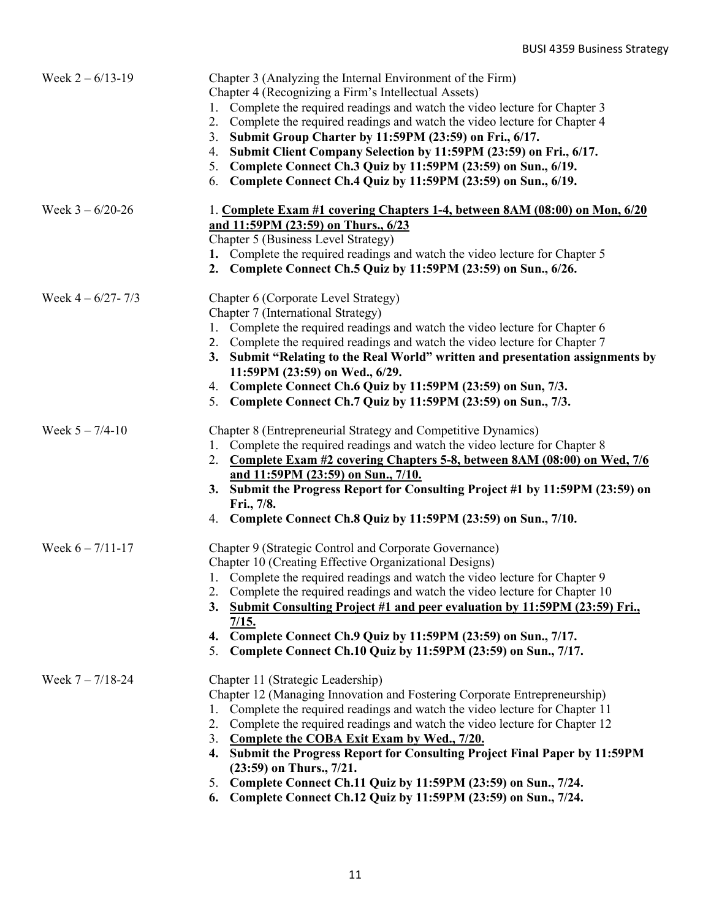| | |
|---|---|
| Week 2 – 6/13-19 | Chapter 3 (Analyzing the Internal Environment of the Firm)<br>Chapter 4 (Recognizing a Firm's Intellectual Assets)<br>1. Complete the required readings and watch the video lecture for Chapter 3<br>2. Complete the required readings and watch the video lecture for Chapter 4<br>3. **Submit Group Charter by 11:59PM (23:59) on Fri., 6/17.**<br>4. **Submit Client Company Selection by 11:59PM (23:59) on Fri., 6/17.**<br>5. **Complete Connect Ch.3 Quiz by 11:59PM (23:59) on Sun., 6/19.**<br>6. **Complete Connect Ch.4 Quiz by 11:59PM (23:59) on Sun., 6/19.** |
| Week 3 – 6/20-26 | 1. <u>**Complete Exam #1 covering Chapters 1-4, between 8AM (08:00) on Mon, 6/20 and 11:59PM (23:59) on Thurs., 6/23**</u><br>Chapter 5 (Business Level Strategy)<br>**1.** Complete the required readings and watch the video lecture for Chapter 5<br>**2. Complete Connect Ch.5 Quiz by 11:59PM (23:59) on Sun., 6/26.** |
| Week 4 – 6/27- 7/3 | Chapter 6 (Corporate Level Strategy)<br>Chapter 7 (International Strategy)<br>1. Complete the required readings and watch the video lecture for Chapter 6<br>2. Complete the required readings and watch the video lecture for Chapter 7<br>**3. Submit "Relating to the Real World" written and presentation assignments by 11:59PM (23:59) on Wed., 6/29.**<br>4. **Complete Connect Ch.6 Quiz by 11:59PM (23:59) on Sun, 7/3.**<br>5. **Complete Connect Ch.7 Quiz by 11:59PM (23:59) on Sun., 7/3.** |
| Week 5 – 7/4-10 | Chapter 8 (Entrepreneurial Strategy and Competitive Dynamics)<br>1. Complete the required readings and watch the video lecture for Chapter 8<br>2. <u>**Complete Exam #2 covering Chapters 5-8, between 8AM (08:00) on Wed, 7/6 and 11:59PM (23:59) on Sun., 7/10.**</u><br>**3. Submit the Progress Report for Consulting Project #1 by 11:59PM (23:59) on Fri., 7/8.**<br>4. **Complete Connect Ch.8 Quiz by 11:59PM (23:59) on Sun., 7/10.** |
| Week 6 – 7/11-17 | Chapter 9 (Strategic Control and Corporate Governance)<br>Chapter 10 (Creating Effective Organizational Designs)<br>1. Complete the required readings and watch the video lecture for Chapter 9<br>2. Complete the required readings and watch the video lecture for Chapter 10<br>**3.** <u>**Submit Consulting Project #1 and peer evaluation by 11:59PM (23:59) Fri., 7/15.**</u><br>**4. Complete Connect Ch.9 Quiz by 11:59PM (23:59) on Sun., 7/17.**<br>5. **Complete Connect Ch.10 Quiz by 11:59PM (23:59) on Sun., 7/17.** |
| Week 7 – 7/18-24 | Chapter 11 (Strategic Leadership)<br>Chapter 12 (Managing Innovation and Fostering Corporate Entrepreneurship)<br>1. Complete the required readings and watch the video lecture for Chapter 11<br>2. Complete the required readings and watch the video lecture for Chapter 12<br>3. <u>**Complete the COBA Exit Exam by Wed., 7/20.**</u><br>**4. Submit the Progress Report for Consulting Project Final Paper by 11:59PM (23:59) on Thurs., 7/21.**<br>5. **Complete Connect Ch.11 Quiz by 11:59PM (23:59) on Sun., 7/24.**<br>**6. Complete Connect Ch.12 Quiz by 11:59PM (23:59) on Sun., 7/24.** |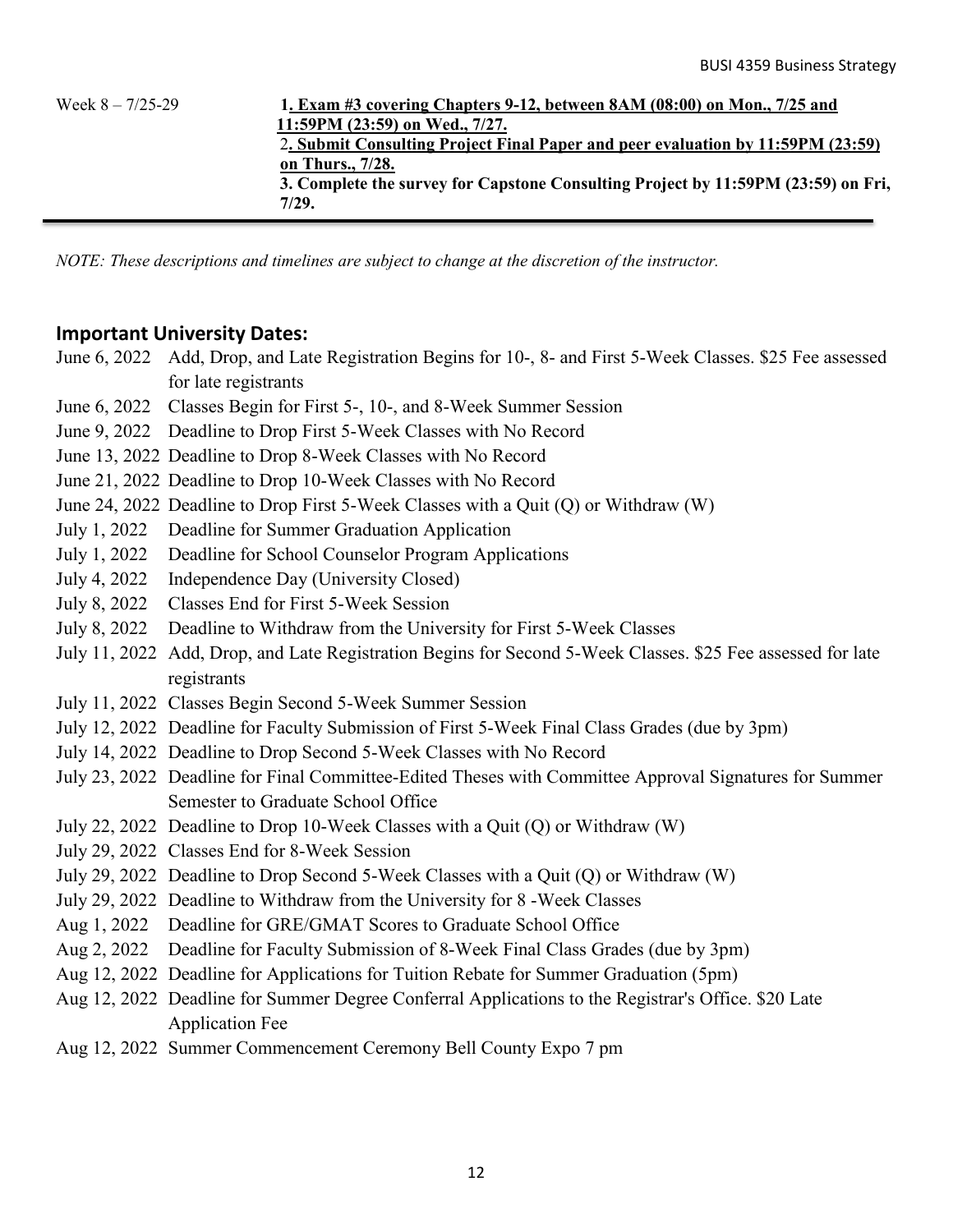| Week 8 – 7/25-29 | **1. Exam #3 covering Chapters 9-12, between 8AM (08:00) on Mon., 7/25 and 11:59PM (23:59) on Wed., 7/27.**<br>**2. Submit Consulting Project Final Paper and peer evaluation by 11:59PM (23:59) on Thurs., 7/28.**<br>**3. Complete the survey for Capstone Consulting Project by 11:59PM (23:59) on Fri, 7/29.** |
|---|---|

*NOTE: These descriptions and timelines are subject to change at the discretion of the instructor.*

## Important University Dates:

| Date | Event |
|---|---|
| June 6, 2022 | Add, Drop, and Late Registration Begins for 10-, 8- and First 5-Week Classes. $25 Fee assessed for late registrants |
| June 6, 2022 | Classes Begin for First 5-, 10-, and 8-Week Summer Session |
| June 9, 2022 | Deadline to Drop First 5-Week Classes with No Record |
| June 13, 2022 | Deadline to Drop 8-Week Classes with No Record |
| June 21, 2022 | Deadline to Drop 10-Week Classes with No Record |
| June 24, 2022 | Deadline to Drop First 5-Week Classes with a Quit (Q) or Withdraw (W) |
| July 1, 2022 | Deadline for Summer Graduation Application |
| July 1, 2022 | Deadline for School Counselor Program Applications |
| July 4, 2022 | Independence Day (University Closed) |
| July 8, 2022 | Classes End for First 5-Week Session |
| July 8, 2022 | Deadline to Withdraw from the University for First 5-Week Classes |
| July 11, 2022 | Add, Drop, and Late Registration Begins for Second 5-Week Classes. $25 Fee assessed for late registrants |
| July 11, 2022 | Classes Begin Second 5-Week Summer Session |
| July 12, 2022 | Deadline for Faculty Submission of First 5-Week Final Class Grades (due by 3pm) |
| July 14, 2022 | Deadline to Drop Second 5-Week Classes with No Record |
| July 23, 2022 | Deadline for Final Committee-Edited Theses with Committee Approval Signatures for Summer Semester to Graduate School Office |
| July 22, 2022 | Deadline to Drop 10-Week Classes with a Quit (Q) or Withdraw (W) |
| July 29, 2022 | Classes End for 8-Week Session |
| July 29, 2022 | Deadline to Drop Second 5-Week Classes with a Quit (Q) or Withdraw (W) |
| July 29, 2022 | Deadline to Withdraw from the University for 8 -Week Classes |
| Aug 1, 2022 | Deadline for GRE/GMAT Scores to Graduate School Office |
| Aug 2, 2022 | Deadline for Faculty Submission of 8-Week Final Class Grades (due by 3pm) |
| Aug 12, 2022 | Deadline for Applications for Tuition Rebate for Summer Graduation (5pm) |
| Aug 12, 2022 | Deadline for Summer Degree Conferral Applications to the Registrar's Office. $20 Late Application Fee |
| Aug 12, 2022 | Summer Commencement Ceremony Bell County Expo 7 pm |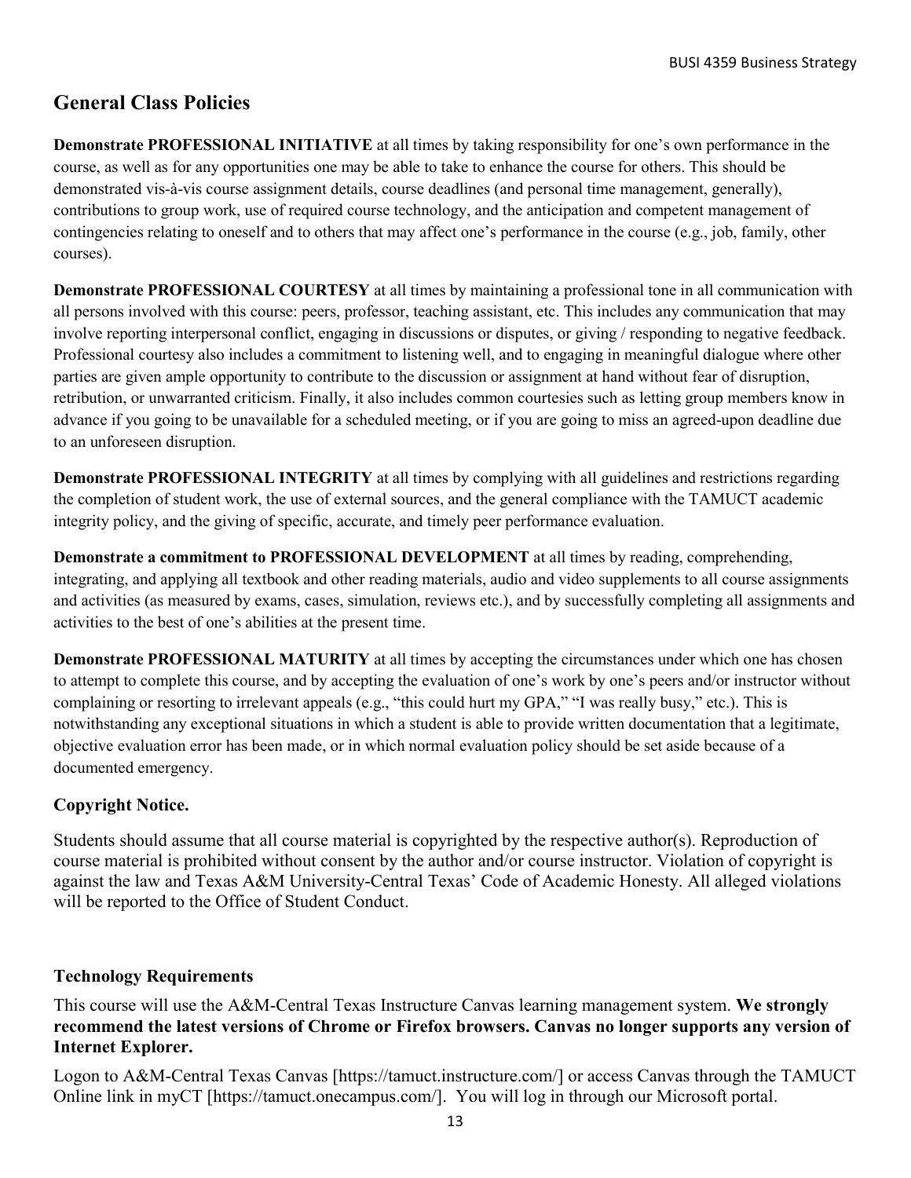## General Class Policies

**Demonstrate PROFESSIONAL INITIATIVE** at all times by taking responsibility for one's own performance in the course, as well as for any opportunities one may be able to take to enhance the course for others. This should be demonstrated vis-à-vis course assignment details, course deadlines (and personal time management, generally), contributions to group work, use of required course technology, and the anticipation and competent management of contingencies relating to oneself and to others that may affect one's performance in the course (e.g., job, family, other courses).

**Demonstrate PROFESSIONAL COURTESY** at all times by maintaining a professional tone in all communication with all persons involved with this course: peers, professor, teaching assistant, etc. This includes any communication that may involve reporting interpersonal conflict, engaging in discussions or disputes, or giving / responding to negative feedback. Professional courtesy also includes a commitment to listening well, and to engaging in meaningful dialogue where other parties are given ample opportunity to contribute to the discussion or assignment at hand without fear of disruption, retribution, or unwarranted criticism. Finally, it also includes common courtesies such as letting group members know in advance if you going to be unavailable for a scheduled meeting, or if you are going to miss an agreed-upon deadline due to an unforeseen disruption.

**Demonstrate PROFESSIONAL INTEGRITY** at all times by complying with all guidelines and restrictions regarding the completion of student work, the use of external sources, and the general compliance with the TAMUCT academic integrity policy, and the giving of specific, accurate, and timely peer performance evaluation.

**Demonstrate a commitment to PROFESSIONAL DEVELOPMENT** at all times by reading, comprehending, integrating, and applying all textbook and other reading materials, audio and video supplements to all course assignments and activities (as measured by exams, cases, simulation, reviews etc.), and by successfully completing all assignments and activities to the best of one's abilities at the present time.

**Demonstrate PROFESSIONAL MATURITY** at all times by accepting the circumstances under which one has chosen to attempt to complete this course, and by accepting the evaluation of one's work by one's peers and/or instructor without complaining or resorting to irrelevant appeals (e.g., "this could hurt my GPA," "I was really busy," etc.). This is notwithstanding any exceptional situations in which a student is able to provide written documentation that a legitimate, objective evaluation error has been made, or in which normal evaluation policy should be set aside because of a documented emergency.

### Copyright Notice.

Students should assume that all course material is copyrighted by the respective author(s). Reproduction of course material is prohibited without consent by the author and/or course instructor. Violation of copyright is against the law and Texas A&M University-Central Texas' Code of Academic Honesty. All alleged violations will be reported to the Office of Student Conduct.

### Technology Requirements

This course will use the A&M-Central Texas Instructure Canvas learning management system. **We strongly recommend the latest versions of Chrome or Firefox browsers. Canvas no longer supports any version of Internet Explorer.**

Logon to A&M-Central Texas Canvas [https://tamuct.instructure.com/] or access Canvas through the TAMUCT Online link in myCT [https://tamuct.onecampus.com/]. You will log in through our Microsoft portal.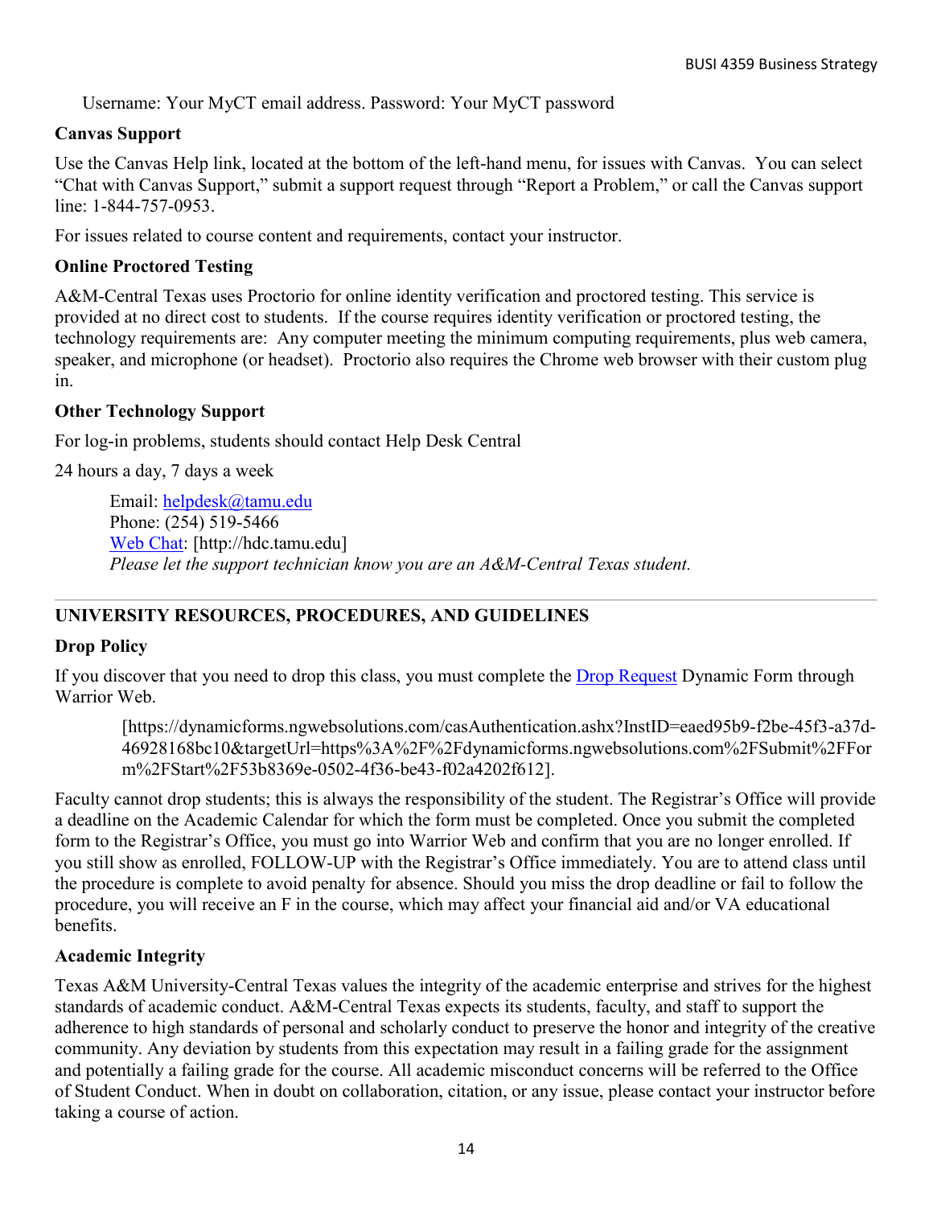Username: Your MyCT email address. Password: Your MyCT password

### Canvas Support

Use the Canvas Help link, located at the bottom of the left-hand menu, for issues with Canvas. You can select "Chat with Canvas Support," submit a support request through "Report a Problem," or call the Canvas support line: 1-844-757-0953.

For issues related to course content and requirements, contact your instructor.

### Online Proctored Testing

A&M-Central Texas uses Proctorio for online identity verification and proctored testing. This service is provided at no direct cost to students. If the course requires identity verification or proctored testing, the technology requirements are: Any computer meeting the minimum computing requirements, plus web camera, speaker, and microphone (or headset). Proctorio also requires the Chrome web browser with their custom plug in.

### Other Technology Support

For log-in problems, students should contact Help Desk Central

24 hours a day, 7 days a week

> Email: [helpdesk@tamu.edu](mailto:helpdesk@tamu.edu)
> Phone: (254) 519-5466
> [Web Chat](http://hdc.tamu.edu): [http://hdc.tamu.edu]
> *Please let the support technician know you are an A&M-Central Texas student.*

---

## UNIVERSITY RESOURCES, PROCEDURES, AND GUIDELINES

### Drop Policy

If you discover that you need to drop this class, you must complete the [Drop Request](https://dynamicforms.ngwebsolutions.com/casAuthentication.ashx?InstID=eaed95b9-f2be-45f3-a37d-46928168bc10&targetUrl=https%3A%2F%2Fdynamicforms.ngwebsolutions.com%2FSubmit%2FForm%2FStart%2F53b8369e-0502-4f36-be43-f02a4202f612) Dynamic Form through Warrior Web.

> [https://dynamicforms.ngwebsolutions.com/casAuthentication.ashx?InstID=eaed95b9-f2be-45f3-a37d-46928168bc10&targetUrl=https%3A%2F%2Fdynamicforms.ngwebsolutions.com%2FSubmit%2FForm%2FStart%2F53b8369e-0502-4f36-be43-f02a4202f612].

Faculty cannot drop students; this is always the responsibility of the student. The Registrar's Office will provide a deadline on the Academic Calendar for which the form must be completed. Once you submit the completed form to the Registrar's Office, you must go into Warrior Web and confirm that you are no longer enrolled. If you still show as enrolled, FOLLOW-UP with the Registrar's Office immediately. You are to attend class until the procedure is complete to avoid penalty for absence. Should you miss the drop deadline or fail to follow the procedure, you will receive an F in the course, which may affect your financial aid and/or VA educational benefits.

### Academic Integrity

Texas A&M University-Central Texas values the integrity of the academic enterprise and strives for the highest standards of academic conduct. A&M-Central Texas expects its students, faculty, and staff to support the adherence to high standards of personal and scholarly conduct to preserve the honor and integrity of the creative community. Any deviation by students from this expectation may result in a failing grade for the assignment and potentially a failing grade for the course. All academic misconduct concerns will be referred to the Office of Student Conduct. When in doubt on collaboration, citation, or any issue, please contact your instructor before taking a course of action.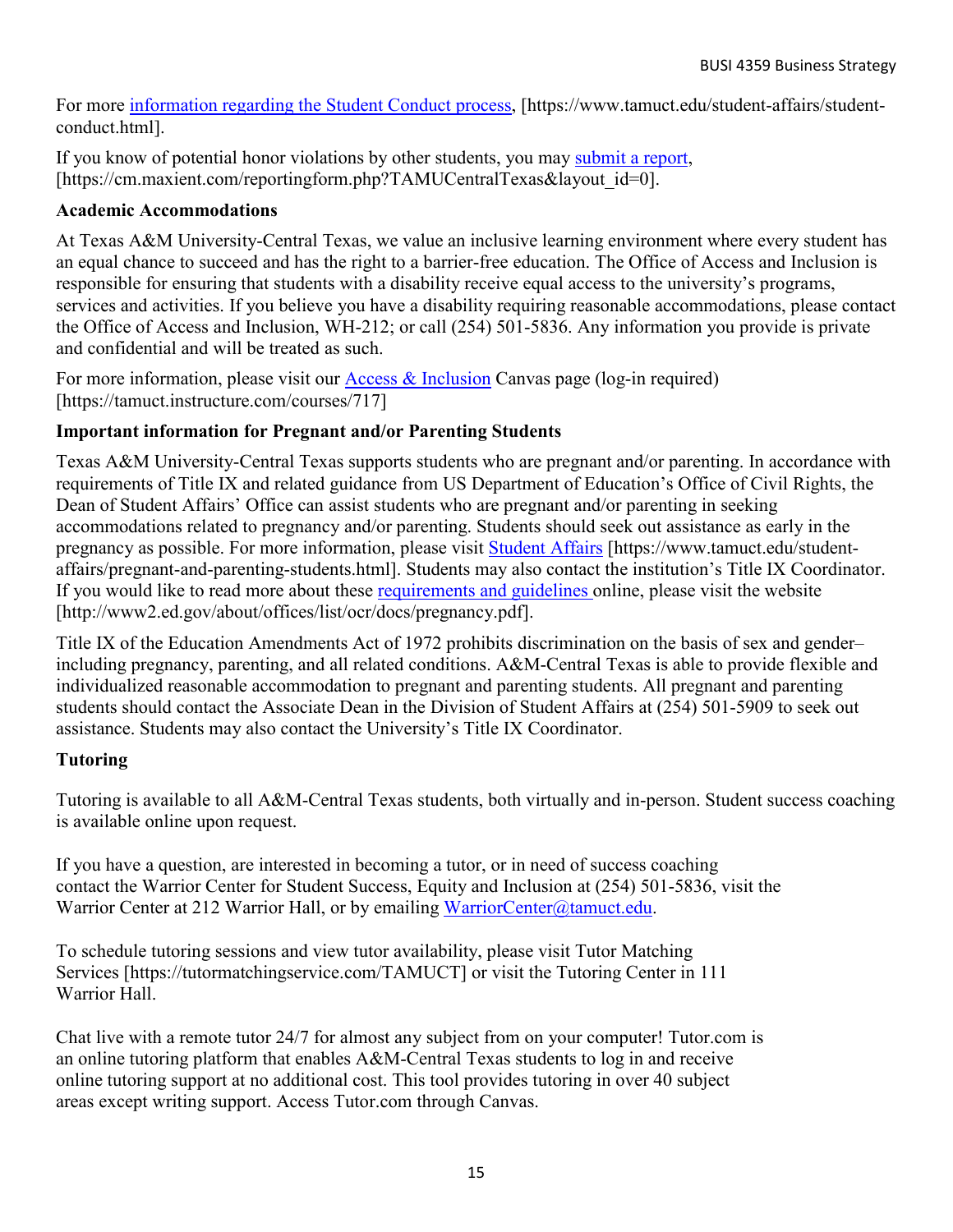For more [information regarding the Student Conduct process](https://www.tamuct.edu/student-affairs/student-conduct.html), [https://www.tamuct.edu/student-affairs/student-conduct.html].

If you know of potential honor violations by other students, you may [submit a report](https://cm.maxient.com/reportingform.php?TAMUCentralTexas&layout_id=0), [https://cm.maxient.com/reportingform.php?TAMUCentralTexas&layout_id=0].

**Academic Accommodations**

At Texas A&M University-Central Texas, we value an inclusive learning environment where every student has an equal chance to succeed and has the right to a barrier-free education. The Office of Access and Inclusion is responsible for ensuring that students with a disability receive equal access to the university's programs, services and activities. If you believe you have a disability requiring reasonable accommodations, please contact the Office of Access and Inclusion, WH-212; or call (254) 501-5836. Any information you provide is private and confidential and will be treated as such.

For more information, please visit our [Access & Inclusion](https://tamuct.instructure.com/courses/717) Canvas page (log-in required) [https://tamuct.instructure.com/courses/717]

**Important information for Pregnant and/or Parenting Students**

Texas A&M University-Central Texas supports students who are pregnant and/or parenting. In accordance with requirements of Title IX and related guidance from US Department of Education's Office of Civil Rights, the Dean of Student Affairs' Office can assist students who are pregnant and/or parenting in seeking accommodations related to pregnancy and/or parenting. Students should seek out assistance as early in the pregnancy as possible. For more information, please visit [Student Affairs](https://www.tamuct.edu/student-affairs/pregnant-and-parenting-students.html) [https://www.tamuct.edu/student-affairs/pregnant-and-parenting-students.html]. Students may also contact the institution's Title IX Coordinator. If you would like to read more about these [requirements and guidelines](http://www2.ed.gov/about/offices/list/ocr/docs/pregnancy.pdf) online, please visit the website [http://www2.ed.gov/about/offices/list/ocr/docs/pregnancy.pdf].

Title IX of the Education Amendments Act of 1972 prohibits discrimination on the basis of sex and gender–including pregnancy, parenting, and all related conditions. A&M-Central Texas is able to provide flexible and individualized reasonable accommodation to pregnant and parenting students. All pregnant and parenting students should contact the Associate Dean in the Division of Student Affairs at (254) 501-5909 to seek out assistance. Students may also contact the University's Title IX Coordinator.

**Tutoring**

Tutoring is available to all A&M-Central Texas students, both virtually and in-person. Student success coaching is available online upon request.

If you have a question, are interested in becoming a tutor, or in need of success coaching contact the Warrior Center for Student Success, Equity and Inclusion at (254) 501-5836, visit the Warrior Center at 212 Warrior Hall, or by emailing [WarriorCenter@tamuct.edu](mailto:WarriorCenter@tamuct.edu).

To schedule tutoring sessions and view tutor availability, please visit Tutor Matching Services [https://tutormatchingservice.com/TAMUCT] or visit the Tutoring Center in 111 Warrior Hall.

Chat live with a remote tutor 24/7 for almost any subject from on your computer! Tutor.com is an online tutoring platform that enables A&M-Central Texas students to log in and receive online tutoring support at no additional cost. This tool provides tutoring in over 40 subject areas except writing support. Access Tutor.com through Canvas.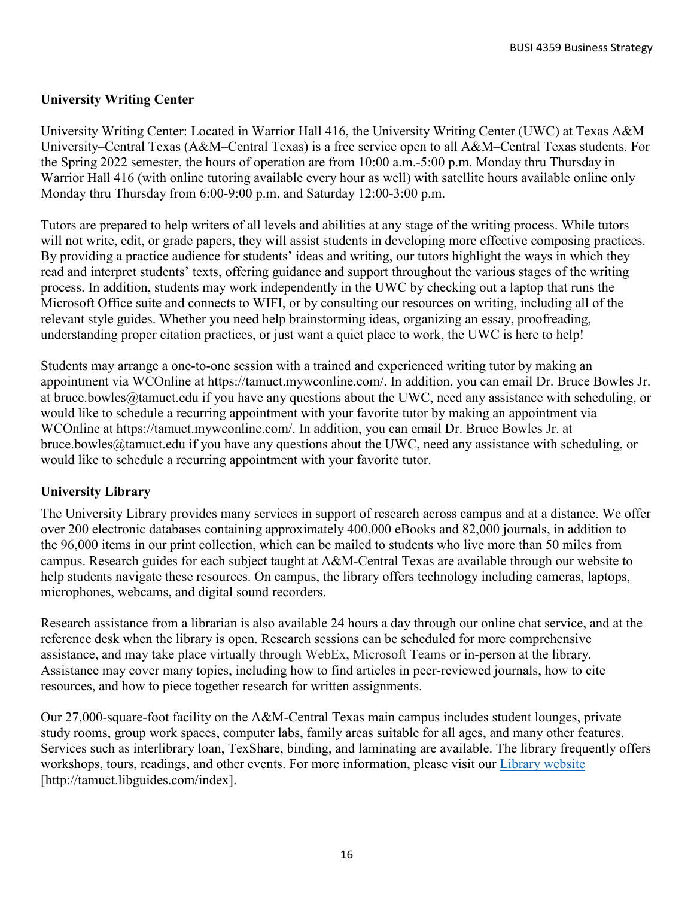## University Writing Center

University Writing Center: Located in Warrior Hall 416, the University Writing Center (UWC) at Texas A&M University–Central Texas (A&M–Central Texas) is a free service open to all A&M–Central Texas students. For the Spring 2022 semester, the hours of operation are from 10:00 a.m.-5:00 p.m. Monday thru Thursday in Warrior Hall 416 (with online tutoring available every hour as well) with satellite hours available online only Monday thru Thursday from 6:00-9:00 p.m. and Saturday 12:00-3:00 p.m.

Tutors are prepared to help writers of all levels and abilities at any stage of the writing process. While tutors will not write, edit, or grade papers, they will assist students in developing more effective composing practices. By providing a practice audience for students' ideas and writing, our tutors highlight the ways in which they read and interpret students' texts, offering guidance and support throughout the various stages of the writing process. In addition, students may work independently in the UWC by checking out a laptop that runs the Microsoft Office suite and connects to WIFI, or by consulting our resources on writing, including all of the relevant style guides. Whether you need help brainstorming ideas, organizing an essay, proofreading, understanding proper citation practices, or just want a quiet place to work, the UWC is here to help!

Students may arrange a one-to-one session with a trained and experienced writing tutor by making an appointment via WCOnline at https://tamuct.mywconline.com/. In addition, you can email Dr. Bruce Bowles Jr. at bruce.bowles@tamuct.edu if you have any questions about the UWC, need any assistance with scheduling, or would like to schedule a recurring appointment with your favorite tutor by making an appointment via WCOnline at https://tamuct.mywconline.com/. In addition, you can email Dr. Bruce Bowles Jr. at bruce.bowles@tamuct.edu if you have any questions about the UWC, need any assistance with scheduling, or would like to schedule a recurring appointment with your favorite tutor.

## University Library

The University Library provides many services in support of research across campus and at a distance. We offer over 200 electronic databases containing approximately 400,000 eBooks and 82,000 journals, in addition to the 96,000 items in our print collection, which can be mailed to students who live more than 50 miles from campus. Research guides for each subject taught at A&M-Central Texas are available through our website to help students navigate these resources. On campus, the library offers technology including cameras, laptops, microphones, webcams, and digital sound recorders.

Research assistance from a librarian is also available 24 hours a day through our online chat service, and at the reference desk when the library is open. Research sessions can be scheduled for more comprehensive assistance, and may take place virtually through WebEx, Microsoft Teams or in-person at the library. Assistance may cover many topics, including how to find articles in peer-reviewed journals, how to cite resources, and how to piece together research for written assignments.

Our 27,000-square-foot facility on the A&M-Central Texas main campus includes student lounges, private study rooms, group work spaces, computer labs, family areas suitable for all ages, and many other features. Services such as interlibrary loan, TexShare, binding, and laminating are available. The library frequently offers workshops, tours, readings, and other events. For more information, please visit our [Library website](http://tamuct.libguides.com/index) [http://tamuct.libguides.com/index].